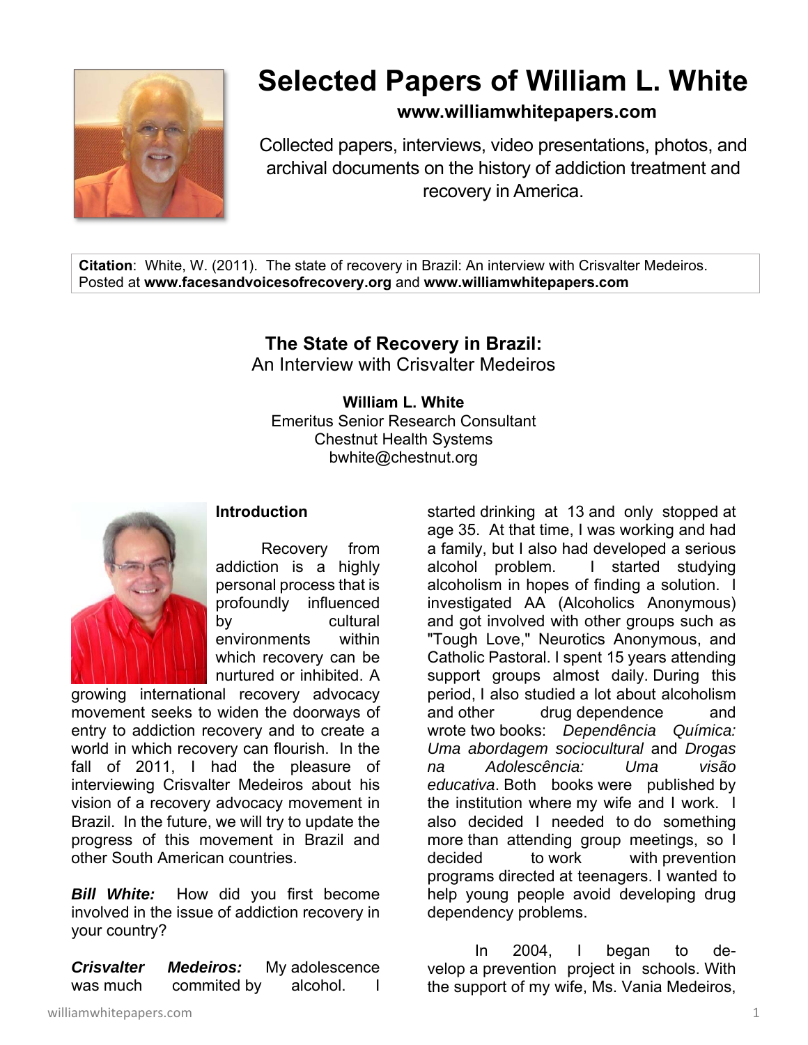# Selected Papers of William L. White

**www.williamwhitepapers.com**

Collected papers, interviews, video presentations, photos, and archival documents on the history of addiction treatment and recovery in America.

**Citation**: White, W. (2011). The state of recovery in Brazil: An interview with Crisvalter Medeiros. Posted at **www.facesandvoicesofrecovery.org** and **www.williamwhitepapers.com**

## The State of Recovery in Brazil:
An Interview with Crisvalter Medeiros

**William L. White**
Emeritus Senior Research Consultant
Chestnut Health Systems
bwhite@chestnut.org

### Introduction

Recovery from addiction is a highly personal process that is profoundly influenced by cultural environments within which recovery can be nurtured or inhibited. A growing international recovery advocacy movement seeks to widen the doorways of entry to addiction recovery and to create a world in which recovery can flourish. In the fall of 2011, I had the pleasure of interviewing Crisvalter Medeiros about his vision of a recovery advocacy movement in Brazil. In the future, we will try to update the progress of this movement in Brazil and other South American countries.

***Bill White:*** How did you first become involved in the issue of addiction recovery in your country?

***Crisvalter Medeiros:*** My adolescence was much commited by alcohol. I started drinking at 13 and only stopped at age 35. At that time, I was working and had a family, but I also had developed a serious alcohol problem. I started studying alcoholism in hopes of finding a solution. I investigated AA (Alcoholics Anonymous) and got involved with other groups such as "Tough Love," Neurotics Anonymous, and Catholic Pastoral. I spent 15 years attending support groups almost daily. During this period, I also studied a lot about alcoholism and other drug dependence and wrote two books: *Dependência Química: Uma abordagem sociocultural* and *Drogas na Adolescência: Uma visão educativa*. Both books were published by the institution where my wife and I work. I also decided I needed to do something more than attending group meetings, so I decided to work with prevention programs directed at teenagers. I wanted to help young people avoid developing drug dependency problems.

In 2004, I began to develop a prevention project in schools. With the support of my wife, Ms. Vania Medeiros,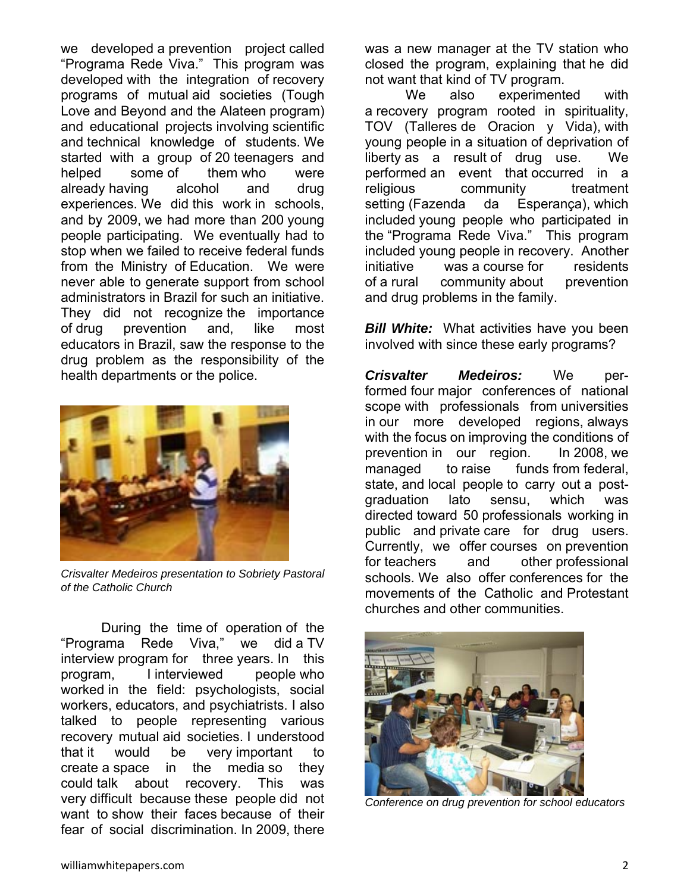we developed a prevention project called "Programa Rede Viva." This program was developed with the integration of recovery programs of mutual aid societies (Tough Love and Beyond and the Alateen program) and educational projects involving scientific and technical knowledge of students. We started with a group of 20 teenagers and helped some of them who were already having alcohol and drug experiences. We did this work in schools, and by 2009, we had more than 200 young people participating. We eventually had to stop when we failed to receive federal funds from the Ministry of Education. We were never able to generate support from school administrators in Brazil for such an initiative. They did not recognize the importance of drug prevention and, like most educators in Brazil, saw the response to the drug problem as the responsibility of the health departments or the police.

*Crisvalter Medeiros presentation to Sobriety Pastoral of the Catholic Church*

During the time of operation of the "Programa Rede Viva," we did a TV interview program for three years. In this program, I interviewed people who worked in the field: psychologists, social workers, educators, and psychiatrists. I also talked to people representing various recovery mutual aid societies. I understood that it would be very important to create a space in the media so they could talk about recovery. This was very difficult because these people did not want to show their faces because of their fear of social discrimination. In 2009, there was a new manager at the TV station who closed the program, explaining that he did not want that kind of TV program.

We also experimented with a recovery program rooted in spirituality, TOV (Talleres de Oracion y Vida), with young people in a situation of deprivation of liberty as a result of drug use. We performed an event that occurred in a religious community treatment setting (Fazenda da Esperança), which included young people who participated in the "Programa Rede Viva." This program included young people in recovery. Another initiative was a course for residents of a rural community about prevention and drug problems in the family.

***Bill White:*** What activities have you been involved with since these early programs?

***Crisvalter Medeiros:*** We performed four major conferences of national scope with professionals from universities in our more developed regions, always with the focus on improving the conditions of prevention in our region. In 2008, we managed to raise funds from federal, state, and local people to carry out a post-graduation lato sensu, which was directed toward 50 professionals working in public and private care for drug users. Currently, we offer courses on prevention for teachers and other professional schools. We also offer conferences for the movements of the Catholic and Protestant churches and other communities.

*Conference on drug prevention for school educators*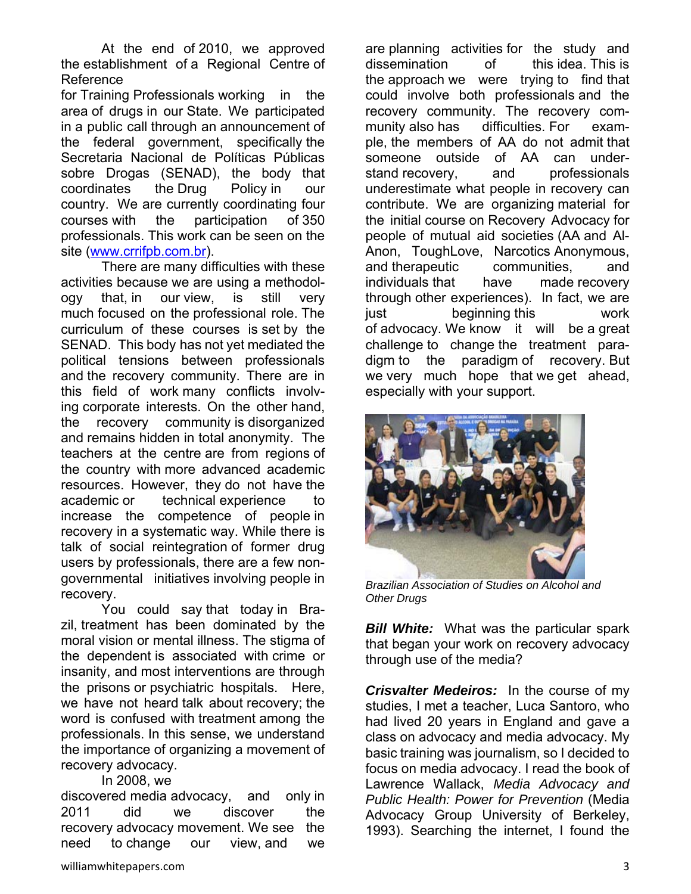At the end of 2010, we approved the establishment of a Regional Centre of Reference for Training Professionals working in the area of drugs in our State. We participated in a public call through an announcement of the federal government, specifically the Secretaria Nacional de Políticas Públicas sobre Drogas (SENAD), the body that coordinates the Drug Policy in our country. We are currently coordinating four courses with the participation of 350 professionals. This work can be seen on the site ([www.crrifpb.com.br](http://www.crrifpb.com.br)).

There are many difficulties with these activities because we are using a methodology that, in our view, is still very much focused on the professional role. The curriculum of these courses is set by the SENAD. This body has not yet mediated the political tensions between professionals and the recovery community. There are in this field of work many conflicts involving corporate interests. On the other hand, the recovery community is disorganized and remains hidden in total anonymity. The teachers at the centre are from regions of the country with more advanced academic resources. However, they do not have the academic or technical experience to increase the competence of people in recovery in a systematic way. While there is talk of social reintegration of former drug users by professionals, there are a few non-governmental initiatives involving people in recovery.

You could say that today in Brazil, treatment has been dominated by the moral vision or mental illness. The stigma of the dependent is associated with crime or insanity, and most interventions are through the prisons or psychiatric hospitals. Here, we have not heard talk about recovery; the word is confused with treatment among the professionals. In this sense, we understand the importance of organizing a movement of recovery advocacy.

In 2008, we discovered media advocacy, and only in 2011 did we discover the recovery advocacy movement. We see the need to change our view, and we are planning activities for the study and dissemination of this idea. This is the approach we were trying to find that could involve both professionals and the recovery community. The recovery community also has difficulties. For example, the members of AA do not admit that someone outside of AA can understand recovery, and professionals underestimate what people in recovery can contribute. We are organizing material for the initial course on Recovery Advocacy for people of mutual aid societies (AA and Al-Anon, ToughLove, Narcotics Anonymous, and therapeutic communities, and individuals that have made recovery through other experiences). In fact, we are just beginning this work of advocacy. We know it will be a great challenge to change the treatment paradigm to the paradigm of recovery. But we very much hope that we get ahead, especially with your support.

*Brazilian Association of Studies on Alcohol and Other Drugs*

***Bill White:*** What was the particular spark that began your work on recovery advocacy through use of the media?

***Crisvalter Medeiros:*** In the course of my studies, I met a teacher, Luca Santoro, who had lived 20 years in England and gave a class on advocacy and media advocacy. My basic training was journalism, so I decided to focus on media advocacy. I read the book of Lawrence Wallack, *Media Advocacy and Public Health: Power for Prevention* (Media Advocacy Group University of Berkeley, 1993). Searching the internet, I found the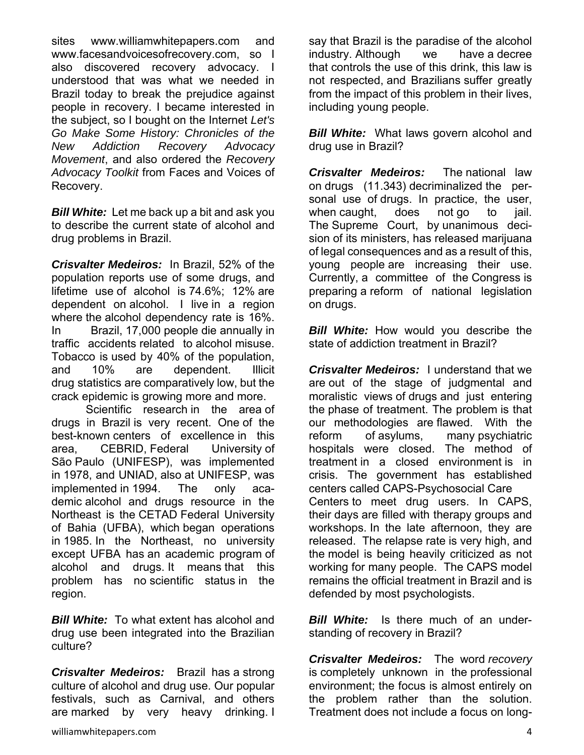sites www.williamwhitepapers.com and www.facesandvoicesofrecovery.com, so I also discovered recovery advocacy. I understood that was what we needed in Brazil today to break the prejudice against people in recovery. I became interested in the subject, so I bought on the Internet *Let's Go Make Some History: Chronicles of the New Addiction Recovery Advocacy Movement*, and also ordered the *Recovery Advocacy Toolkit* from Faces and Voices of Recovery.

***Bill White:*** Let me back up a bit and ask you to describe the current state of alcohol and drug problems in Brazil.

***Crisvalter Medeiros:*** In Brazil, 52% of the population reports use of some drugs, and lifetime use of alcohol is 74.6%; 12% are dependent on alcohol. I live in a region where the alcohol dependency rate is 16%. In Brazil, 17,000 people die annually in traffic accidents related to alcohol misuse. Tobacco is used by 40% of the population, and 10% are dependent. Illicit drug statistics are comparatively low, but the crack epidemic is growing more and more.

Scientific research in the area of drugs in Brazil is very recent. One of the best-known centers of excellence in this area, CEBRID, Federal University of São Paulo (UNIFESP), was implemented in 1978, and UNIAD, also at UNIFESP, was implemented in 1994. The only academic alcohol and drugs resource in the Northeast is the CETAD Federal University of Bahia (UFBA), which began operations in 1985. In the Northeast, no university except UFBA has an academic program of alcohol and drugs. It means that this problem has no scientific status in the region.

***Bill White:*** To what extent has alcohol and drug use been integrated into the Brazilian culture?

***Crisvalter Medeiros:*** Brazil has a strong culture of alcohol and drug use. Our popular festivals, such as Carnival, and others are marked by very heavy drinking. I say that Brazil is the paradise of the alcohol industry. Although we have a decree that controls the use of this drink, this law is not respected, and Brazilians suffer greatly from the impact of this problem in their lives, including young people.

***Bill White:*** What laws govern alcohol and drug use in Brazil?

***Crisvalter Medeiros:*** The national law on drugs (11.343) decriminalized the personal use of drugs. In practice, the user, when caught, does not go to jail. The Supreme Court, by unanimous decision of its ministers, has released marijuana of legal consequences and as a result of this, young people are increasing their use. Currently, a committee of the Congress is preparing a reform of national legislation on drugs.

***Bill White:*** How would you describe the state of addiction treatment in Brazil?

***Crisvalter Medeiros:*** I understand that we are out of the stage of judgmental and moralistic views of drugs and just entering the phase of treatment. The problem is that our methodologies are flawed. With the reform of asylums, many psychiatric hospitals were closed. The method of treatment in a closed environment is in crisis. The government has established centers called CAPS-Psychosocial Care Centers to meet drug users. In CAPS, their days are filled with therapy groups and workshops. In the late afternoon, they are released. The relapse rate is very high, and the model is being heavily criticized as not working for many people. The CAPS model remains the official treatment in Brazil and is defended by most psychologists.

***Bill White:*** Is there much of an understanding of recovery in Brazil?

***Crisvalter Medeiros:*** The word *recovery* is completely unknown in the professional environment; the focus is almost entirely on the problem rather than the solution. Treatment does not include a focus on long-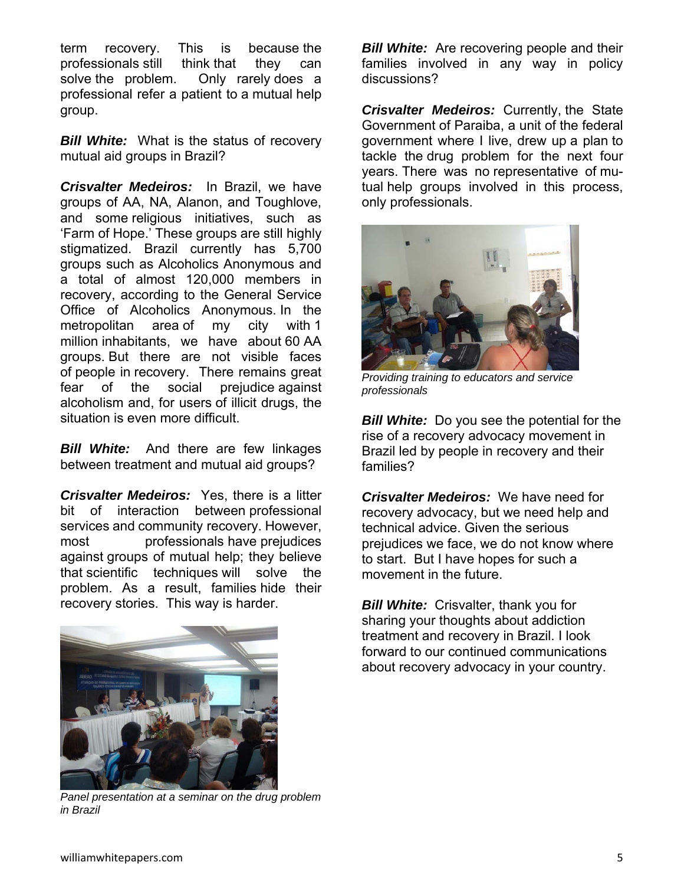term recovery. This is because the professionals still think that they can solve the problem. Only rarely does a professional refer a patient to a mutual help group.

***Bill White:*** What is the status of recovery mutual aid groups in Brazil?

***Crisvalter Medeiros:*** In Brazil, we have groups of AA, NA, Alanon, and Toughlove, and some religious initiatives, such as 'Farm of Hope.' These groups are still highly stigmatized. Brazil currently has 5,700 groups such as Alcoholics Anonymous and a total of almost 120,000 members in recovery, according to the General Service Office of Alcoholics Anonymous. In the metropolitan area of my city with 1 million inhabitants, we have about 60 AA groups. But there are not visible faces of people in recovery. There remains great fear of the social prejudice against alcoholism and, for users of illicit drugs, the situation is even more difficult.

***Bill White:*** And there are few linkages between treatment and mutual aid groups?

***Crisvalter Medeiros:*** Yes, there is a litter bit of interaction between professional services and community recovery. However, most professionals have prejudices against groups of mutual help; they believe that scientific techniques will solve the problem. As a result, families hide their recovery stories. This way is harder.

*Panel presentation at a seminar on the drug problem in Brazil*

***Bill White:*** Are recovering people and their families involved in any way in policy discussions?

***Crisvalter Medeiros:*** Currently, the State Government of Paraiba, a unit of the federal government where I live, drew up a plan to tackle the drug problem for the next four years. There was no representative of mutual help groups involved in this process, only professionals.

*Providing training to educators and service professionals*

***Bill White:*** Do you see the potential for the rise of a recovery advocacy movement in Brazil led by people in recovery and their families?

***Crisvalter Medeiros:*** We have need for recovery advocacy, but we need help and technical advice. Given the serious prejudices we face, we do not know where to start. But I have hopes for such a movement in the future.

***Bill White:*** Crisvalter, thank you for sharing your thoughts about addiction treatment and recovery in Brazil. I look forward to our continued communications about recovery advocacy in your country.